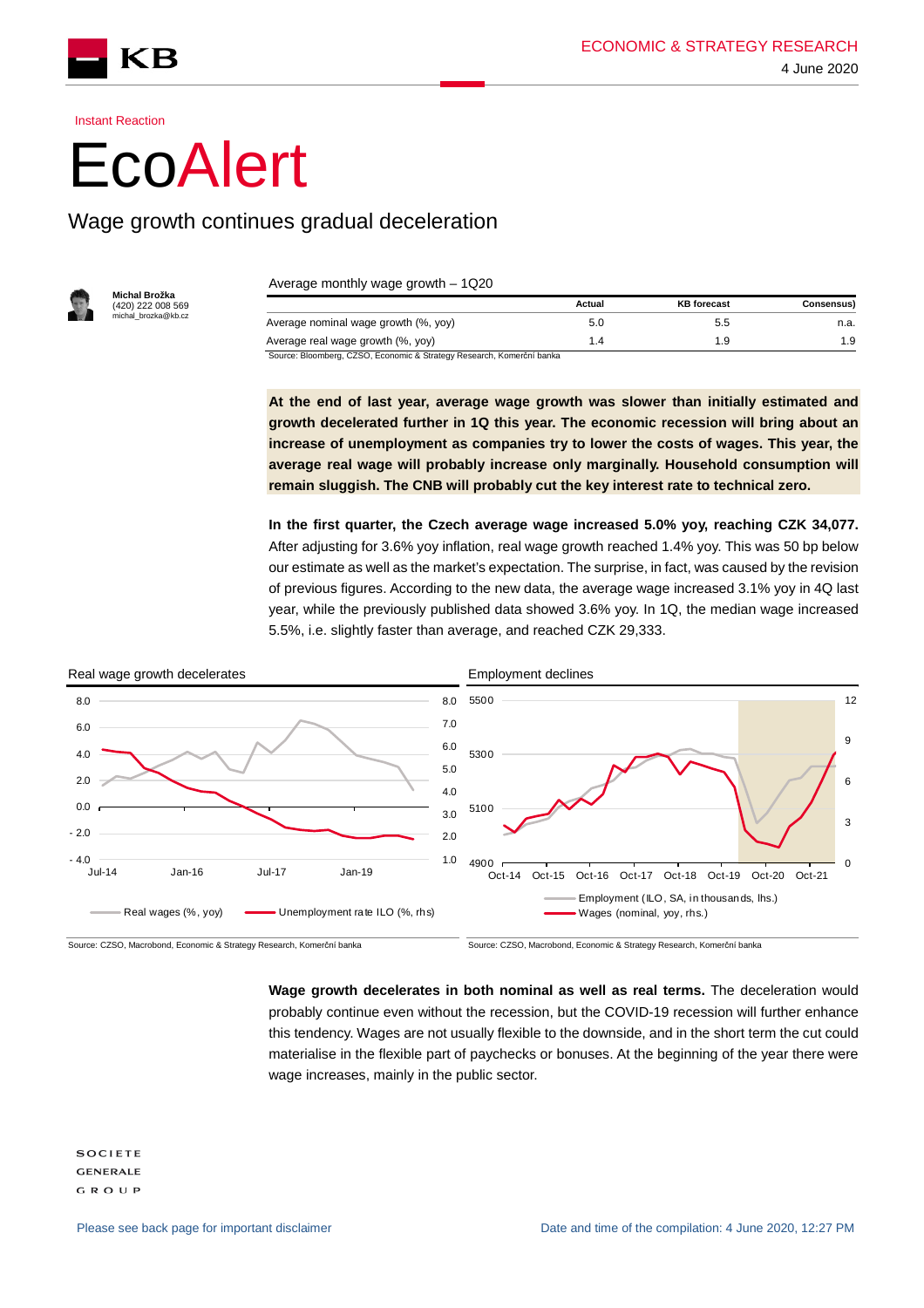Instant Reaction

# EcoAlert

## Wage growth continues gradual deceleration

**Michal Brožka**
(420) 222 008 569
michal_brozka@kb.cz

Average monthly wage growth – 1Q20

| | Actual | KB forecast | Consensus) |
|---|---|---|---|
| Average nominal wage growth (%, yoy) | 5.0 | 5.5 | n.a. |
| Average real wage growth (%, yoy) | 1.4 | 1.9 | 1.9 |

Source: Bloomberg, CZSO, Economic & Strategy Research, Komerční banka

**At the end of last year, average wage growth was slower than initially estimated and growth decelerated further in 1Q this year. The economic recession will bring about an increase of unemployment as companies try to lower the costs of wages. This year, the average real wage will probably increase only marginally. Household consumption will remain sluggish. The CNB will probably cut the key interest rate to technical zero.**

**In the first quarter, the Czech average wage increased 5.0% yoy, reaching CZK 34,077.** After adjusting for 3.6% yoy inflation, real wage growth reached 1.4% yoy. This was 50 bp below our estimate as well as the market's expectation. The surprise, in fact, was caused by the revision of previous figures. According to the new data, the average wage increased 3.1% yoy in 4Q last year, while the previously published data showed 3.6% yoy. In 1Q, the median wage increased 5.5%, i.e. slightly faster than average, and reached CZK 29,333.

Real wage growth decelerates

Source: CZSO, Macrobond, Economic & Strategy Research, Komerční banka

Employment declines

Source: CZSO, Macrobond, Economic & Strategy Research, Komerční banka

**Wage growth decelerates in both nominal as well as real terms.** The deceleration would probably continue even without the recession, but the COVID-19 recession will further enhance this tendency. Wages are not usually flexible to the downside, and in the short term the cut could materialise in the flexible part of paychecks or bonuses. At the beginning of the year there were wage increases, mainly in the public sector.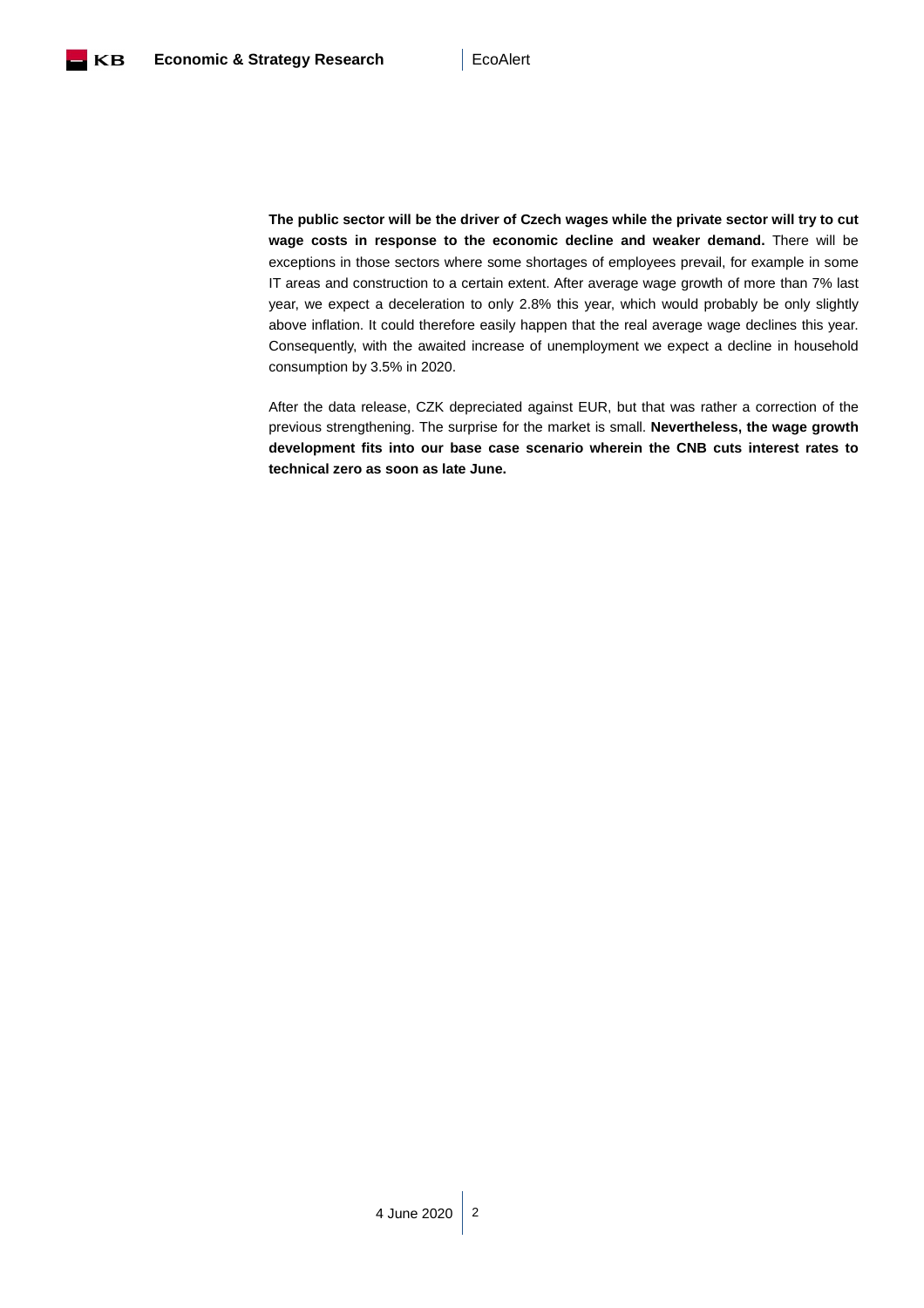**The public sector will be the driver of Czech wages while the private sector will try to cut wage costs in response to the economic decline and weaker demand.** There will be exceptions in those sectors where some shortages of employees prevail, for example in some IT areas and construction to a certain extent. After average wage growth of more than 7% last year, we expect a deceleration to only 2.8% this year, which would probably be only slightly above inflation. It could therefore easily happen that the real average wage declines this year. Consequently, with the awaited increase of unemployment we expect a decline in household consumption by 3.5% in 2020.

After the data release, CZK depreciated against EUR, but that was rather a correction of the previous strengthening. The surprise for the market is small. **Nevertheless, the wage growth development fits into our base case scenario wherein the CNB cuts interest rates to technical zero as soon as late June.**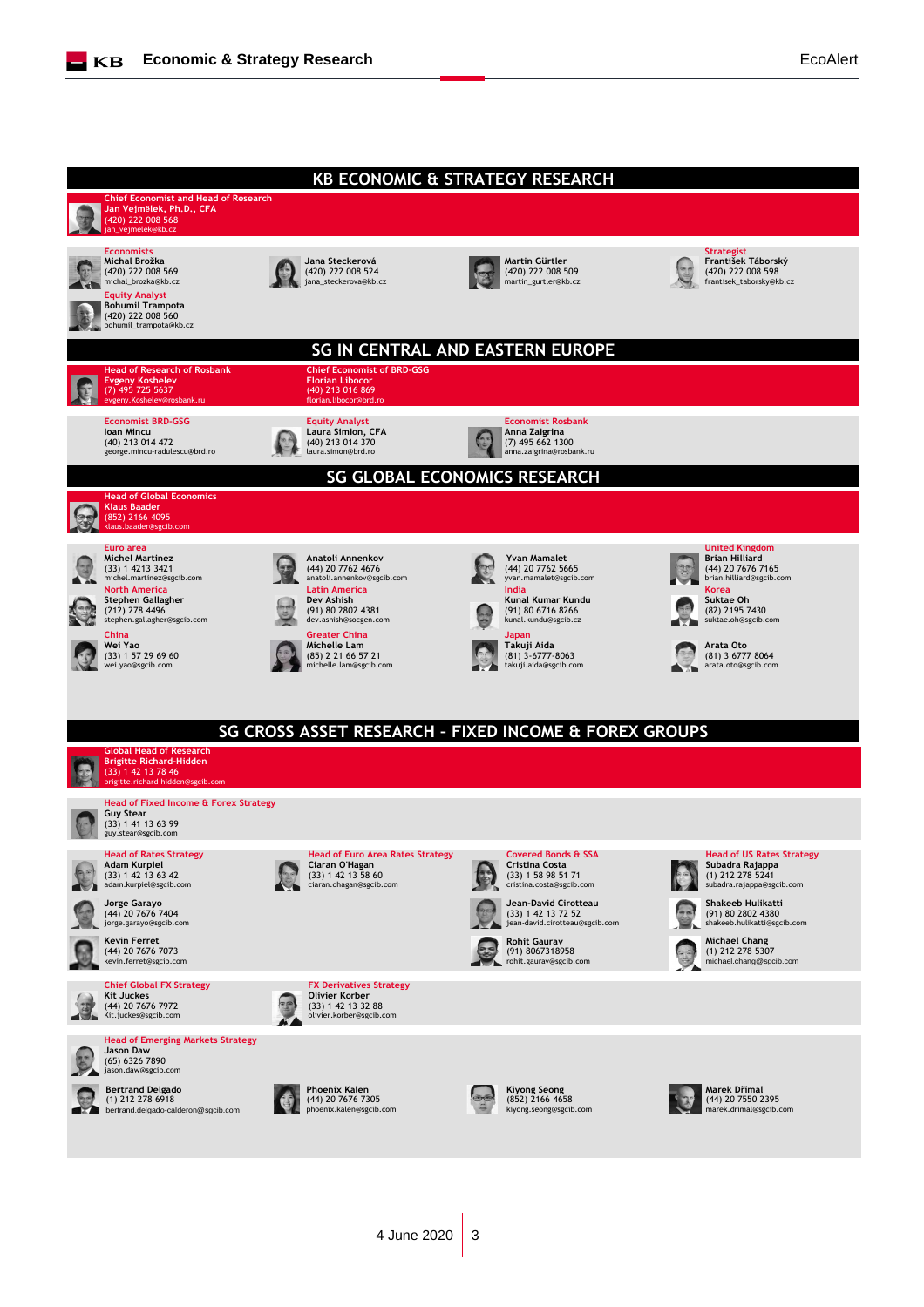# KB ECONOMIC & STRATEGY RESEARCH

**Chief Economist and Head of Research**
**Jan Vejmělek, Ph.D., CFA**
(420) 222 008 568
jan_vejmelek@kb.cz

**Economists**
**Michal Brožka**
(420) 222 008 569
michal_brozka@kb.cz

**Jana Steckerová**
(420) 222 008 524
jana_steckerova@kb.cz

**Martin Gürtler**
(420) 222 008 509
martin_gurtler@kb.cz

**Strategist**
**František Táborský**
(420) 222 008 598
frantisek_taborsky@kb.cz

**Equity Analyst**
**Bohumil Trampota**
(420) 222 008 560
bohumil_trampota@kb.cz

# SG IN CENTRAL AND EASTERN EUROPE

**Head of Research of Rosbank**
**Evgeny Koshelev**
(7) 495 725 5637
evgeny.Koshelev@rosbank.ru

**Chief Economist of BRD-GSG**
**Florian Libocor**
(40) 213 016 869
florian.libocor@brd.ro

**Economist BRD-GSG**
**Ioan Mincu**
(40) 213 014 472
george.mincu-radulescu@brd.ro

**Equity Analyst**
**Laura Simion, CFA**
(40) 213 014 370
laura.simon@brd.ro

**Economist Rosbank**
**Anna Zaigrina**
(7) 495 662 1300
anna.zaigrina@rosbank.ru

# SG GLOBAL ECONOMICS RESEARCH

**Head of Global Economics**
**Klaus Baader**
(852) 2166 4095
klaus.baader@sgcib.com

**Euro area**
**Michel Martinez**
(33) 1 4213 3421
michel.martinez@sgcib.com

**Anatoli Annenkov**
(44) 20 7762 4676
anatoli.annenkov@sgcib.com

**Yvan Mamalet**
(44) 20 7762 5665
yvan.mamalet@sgcib.com

**United Kingdom**
**Brian Hilliard**
(44) 20 7676 7165
brian.hilliard@sgcib.com

**North America**
**Stephen Gallagher**
(212) 278 4496
stephen.gallagher@sgcib.com

**Latin America**
**Dev Ashish**
(91) 80 2802 4381
dev.ashish@socgen.com

**India**
**Kunal Kumar Kundu**
(91) 80 6716 8266
kunal.kundu@sgcib.cz

**Korea**
**Suktae Oh**
(82) 2195 7430
suktae.oh@sgcib.com

**China**
**Wei Yao**
(33) 1 57 29 69 60
wei.yao@sgcib.com

**Greater China**
**Michelle Lam**
(85) 2 21 66 57 21
michelle.lam@sgcib.com

**Japan**
**Takuji Aida**
(81) 3-6777-8063
takuji.aida@sgcib.com

**Arata Oto**
(81) 3 6777 8064
arata.oto@sgcib.com

# SG CROSS ASSET RESEARCH – FIXED INCOME & FOREX GROUPS

**Global Head of Research**
**Brigitte Richard-Hidden**
(33) 1 42 13 78 46
brigitte.richard-hidden@sgcib.com

**Head of Fixed Income & Forex Strategy**
**Guy Stear**
(33) 1 41 13 63 99
guy.stear@sgcib.com

**Head of Rates Strategy**
**Adam Kurpiel**
(33) 1 42 13 63 42
adam.kurpiel@sgcib.com

**Head of Euro Area Rates Strategy**
**Ciaran O'Hagan**
(33) 1 42 13 58 60
ciaran.ohagan@sgcib.com

**Covered Bonds & SSA**
**Cristina Costa**
(33) 1 58 98 51 71
cristina.costa@sgcib.com

**Head of US Rates Strategy**
**Subadra Rajappa**
(1) 212 278 5241
subadra.rajappa@sgcib.com

**Jorge Garayo**
(44) 20 7676 7404
jorge.garayo@sgcib.com

**Jean-David Cirotteau**
(33) 1 42 13 72 52
jean-david.cirotteau@sgcib.com

**Shakeeb Hulikatti**
(91) 80 2802 4380
shakeeb.hulikatti@sgcib.com

**Kevin Ferret**
(44) 20 7676 7073
kevin.ferret@sgcib.com

**Rohit Gaurav**
(91) 8067318958
rohit.gaurav@sgcib.com

**Michael Chang**
(1) 212 278 5307
michael.chang@sgcib.com

**Chief Global FX Strategy**
**Kit Juckes**
(44) 20 7676 7972
Kit.juckes@sgcib.com

**FX Derivatives Strategy**
**Olivier Korber**
(33) 1 42 13 32 88
olivier.korber@sgcib.com

**Head of Emerging Markets Strategy**
**Jason Daw**
(65) 6326 7890
jason.daw@sgcib.com

**Bertrand Delgado**
(1) 212 278 6918
bertrand.delgado-calderon@sgcib.com

**Phoenix Kalen**
(44) 20 7676 7305
phoenix.kalen@sgcib.com

**Kiyong Seong**
(852) 2166 4658
kiyong.seong@sgcib.com

**Marek Dřimal**
(44) 20 7550 2395
marek.drimal@sgcib.com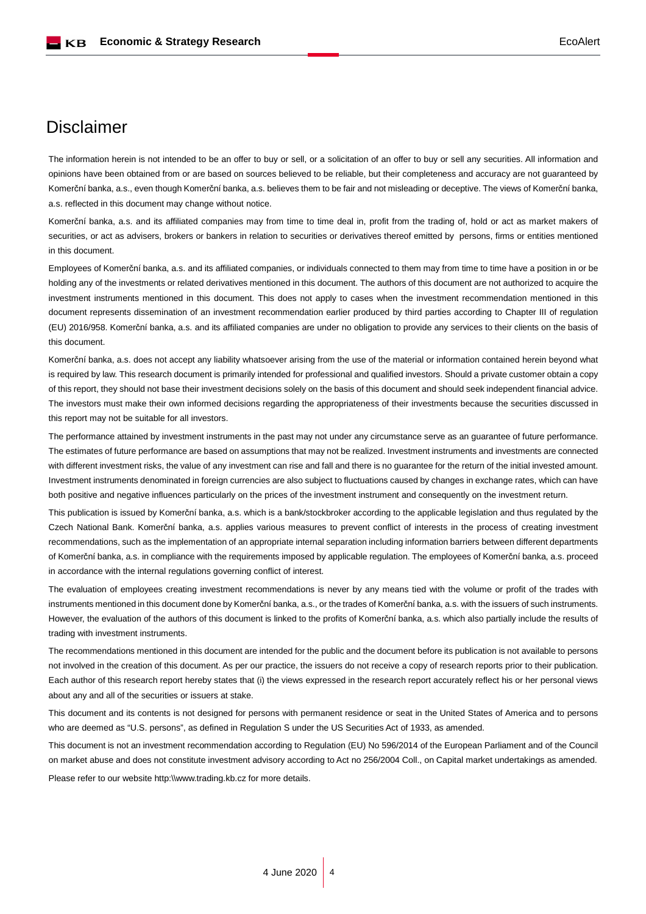# Disclaimer

The information herein is not intended to be an offer to buy or sell, or a solicitation of an offer to buy or sell any securities. All information and opinions have been obtained from or are based on sources believed to be reliable, but their completeness and accuracy are not guaranteed by Komerční banka, a.s., even though Komerční banka, a.s. believes them to be fair and not misleading or deceptive. The views of Komerční banka, a.s. reflected in this document may change without notice.

Komerční banka, a.s. and its affiliated companies may from time to time deal in, profit from the trading of, hold or act as market makers of securities, or act as advisers, brokers or bankers in relation to securities or derivatives thereof emitted by persons, firms or entities mentioned in this document.

Employees of Komerční banka, a.s. and its affiliated companies, or individuals connected to them may from time to time have a position in or be holding any of the investments or related derivatives mentioned in this document. The authors of this document are not authorized to acquire the investment instruments mentioned in this document. This does not apply to cases when the investment recommendation mentioned in this document represents dissemination of an investment recommendation earlier produced by third parties according to Chapter III of regulation (EU) 2016/958. Komerční banka, a.s. and its affiliated companies are under no obligation to provide any services to their clients on the basis of this document.

Komerční banka, a.s. does not accept any liability whatsoever arising from the use of the material or information contained herein beyond what is required by law. This research document is primarily intended for professional and qualified investors. Should a private customer obtain a copy of this report, they should not base their investment decisions solely on the basis of this document and should seek independent financial advice. The investors must make their own informed decisions regarding the appropriateness of their investments because the securities discussed in this report may not be suitable for all investors.

The performance attained by investment instruments in the past may not under any circumstance serve as an guarantee of future performance. The estimates of future performance are based on assumptions that may not be realized. Investment instruments and investments are connected with different investment risks, the value of any investment can rise and fall and there is no guarantee for the return of the initial invested amount. Investment instruments denominated in foreign currencies are also subject to fluctuations caused by changes in exchange rates, which can have both positive and negative influences particularly on the prices of the investment instrument and consequently on the investment return.

This publication is issued by Komerční banka, a.s. which is a bank/stockbroker according to the applicable legislation and thus regulated by the Czech National Bank. Komerční banka, a.s. applies various measures to prevent conflict of interests in the process of creating investment recommendations, such as the implementation of an appropriate internal separation including information barriers between different departments of Komerční banka, a.s. in compliance with the requirements imposed by applicable regulation. The employees of Komerční banka, a.s. proceed in accordance with the internal regulations governing conflict of interest.

The evaluation of employees creating investment recommendations is never by any means tied with the volume or profit of the trades with instruments mentioned in this document done by Komerční banka, a.s., or the trades of Komerční banka, a.s. with the issuers of such instruments. However, the evaluation of the authors of this document is linked to the profits of Komerční banka, a.s. which also partially include the results of trading with investment instruments.

The recommendations mentioned in this document are intended for the public and the document before its publication is not available to persons not involved in the creation of this document. As per our practice, the issuers do not receive a copy of research reports prior to their publication. Each author of this research report hereby states that (i) the views expressed in the research report accurately reflect his or her personal views about any and all of the securities or issuers at stake.

This document and its contents is not designed for persons with permanent residence or seat in the United States of America and to persons who are deemed as "U.S. persons", as defined in Regulation S under the US Securities Act of 1933, as amended.

This document is not an investment recommendation according to Regulation (EU) No 596/2014 of the European Parliament and of the Council on market abuse and does not constitute investment advisory according to Act no 256/2004 Coll., on Capital market undertakings as amended.

Please refer to our website http:\\www.trading.kb.cz for more details.